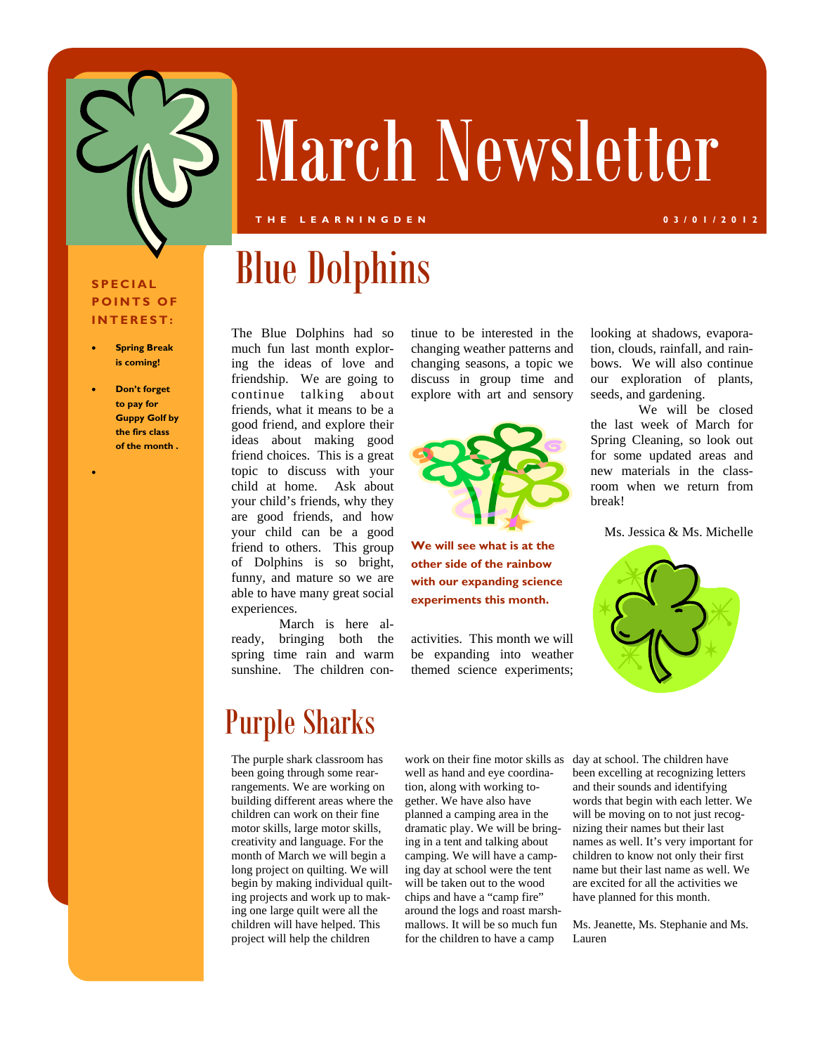# March Newsletter

THE LEARNINGDEN

03/01/2012

**SPECIAL POINTS OF INTEREST:**

- **Spring Break is coming!**
- **Don't forget to pay for Guppy Golf by the firs class of the month .**

## Blue Dolphins

The Blue Dolphins had so much fun last month exploring the ideas of love and friendship. We are going to continue talking about friends, what it means to be a good friend, and explore their ideas about making good friend choices. This is a great topic to discuss with your child at home. Ask about your child's friends, why they are good friends, and how your child can be a good friend to others. This group of Dolphins is so bright, funny, and mature so we are able to have many great social experiences.

March is here already, bringing both the spring time rain and warm sunshine. The children continue to be interested in the changing weather patterns and changing seasons, a topic we discuss in group time and explore with art and sensory activities. This month we will be expanding into weather themed science experiments; looking at shadows, evaporation, clouds, rainfall, and rainbows. We will also continue our exploration of plants, seeds, and gardening.

We will be closed the last week of March for Spring Cleaning, so look out for some updated areas and new materials in the classroom when we return from break!

Ms. Jessica & Ms. Michelle

**We will see what is at the other side of the rainbow with our expanding science experiments this month.**

## Purple Sharks

The purple shark classroom has been going through some rearrangements. We are working on building different areas where the children can work on their fine motor skills, large motor skills, creativity and language. For the month of March we will begin a long project on quilting. We will begin by making individual quilting projects and work up to making one large quilt were all the children will have helped. This project will help the children work on their fine motor skills as well as hand and eye coordination, along with working together. We have also have planned a camping area in the dramatic play. We will be bringing in a tent and talking about camping. We will have a camping day at school were the tent will be taken out to the wood chips and have a "camp fire" around the logs and roast marshmallows. It will be so much fun for the children to have a camp day at school. The children have been excelling at recognizing letters and their sounds and identifying words that begin with each letter. We will be moving on to not just recognizing their names but their last names as well. It's very important for children to know not only their first name but their last name as well. We are excited for all the activities we have planned for this month.

Ms. Jeanette, Ms. Stephanie and Ms. Lauren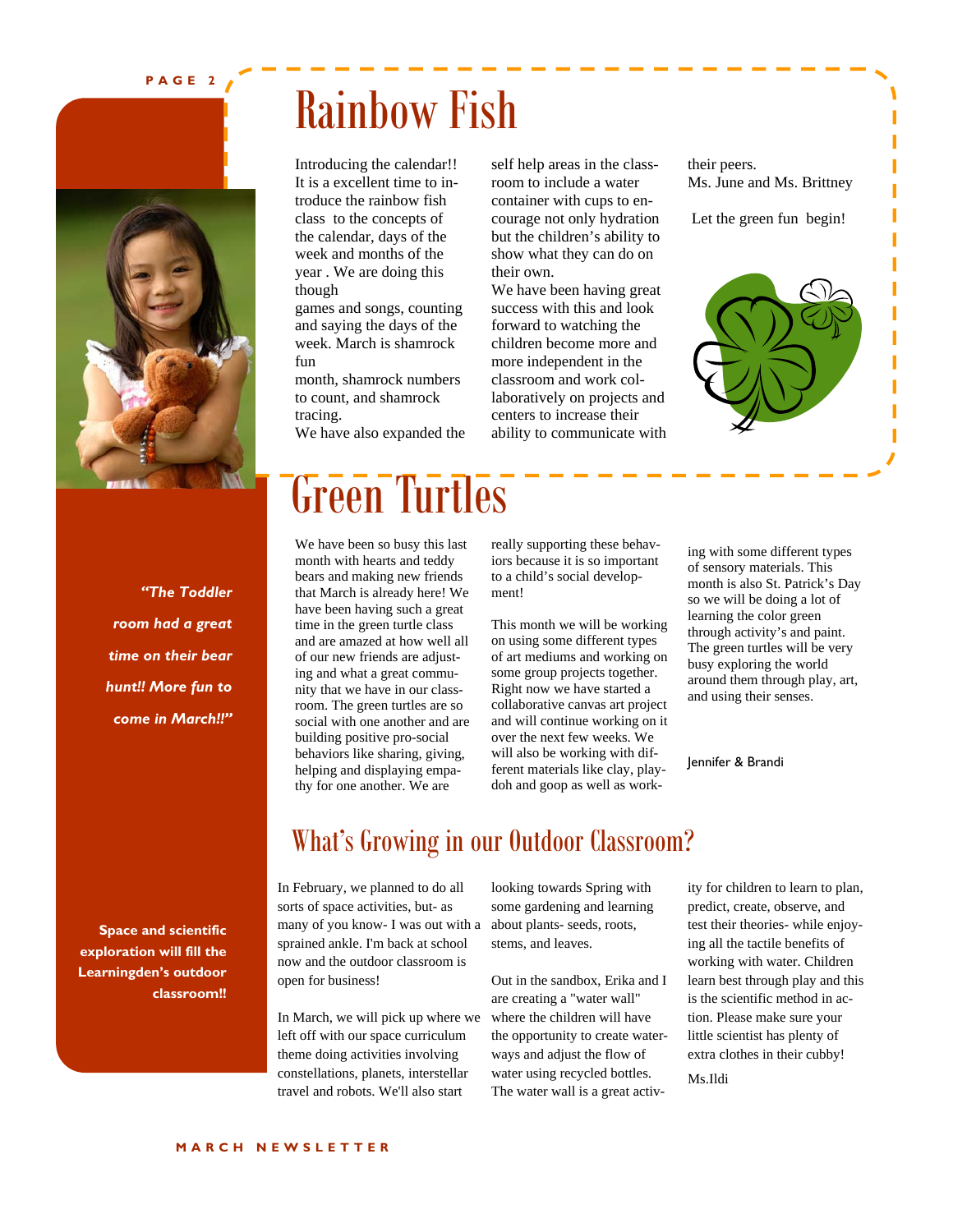## Rainbow Fish

Introducing the calendar!! It is a excellent time to introduce the rainbow fish class to the concepts of the calendar, days of the week and months of the year . We are doing this though games and songs, counting and saying the days of the week. March is shamrock fun month, shamrock numbers to count, and shamrock tracing.

We have also expanded the self help areas in the classroom to include a water container with cups to encourage not only hydration but the children's ability to show what they can do on their own.

We have been having great success with this and look forward to watching the children become more and more independent in the classroom and work collaboratively on projects and centers to increase their ability to communicate with their peers.

Ms. June and Ms. Brittney

Let the green fun begin!

*"The Toddler room had a great time on their bear hunt!! More fun to come in March!!"*

## Green Turtles

We have been so busy this last month with hearts and teddy bears and making new friends that March is already here! We have been having such a great time in the green turtle class and are amazed at how well all of our new friends are adjusting and what a great community that we have in our classroom. The green turtles are so social with one another and are building positive pro-social behaviors like sharing, giving, helping and displaying empathy for one another. We are really supporting these behaviors because it is so important to a child's social development!

This month we will be working on using some different types of art mediums and working on some group projects together. Right now we have started a collaborative canvas art project and will continue working on it over the next few weeks. We will also be working with different materials like clay, play-doh and goop as well as working with some different types of sensory materials. This month is also St. Patrick's Day so we will be doing a lot of learning the color green through activity's and paint. The green turtles will be very busy exploring the world around them through play, art, and using their senses.

Jennifer & Brandi

**Space and scientific exploration will fill the Learningden's outdoor classroom!!**

## What's Growing in our Outdoor Classroom?

In February, we planned to do all sorts of space activities, but- as many of you know- I was out with a sprained ankle. I'm back at school now and the outdoor classroom is open for business!

In March, we will pick up where we left off with our space curriculum theme doing activities involving constellations, planets, interstellar travel and robots. We'll also start looking towards Spring with some gardening and learning about plants- seeds, roots, stems, and leaves.

Out in the sandbox, Erika and I are creating a "water wall" where the children will have the opportunity to create waterways and adjust the flow of water using recycled bottles. The water wall is a great activity for children to learn to plan, predict, create, observe, and test their theories- while enjoying all the tactile benefits of working with water. Children learn best through play and this is the scientific method in action. Please make sure your little scientist has plenty of extra clothes in their cubby!

Ms.Ildi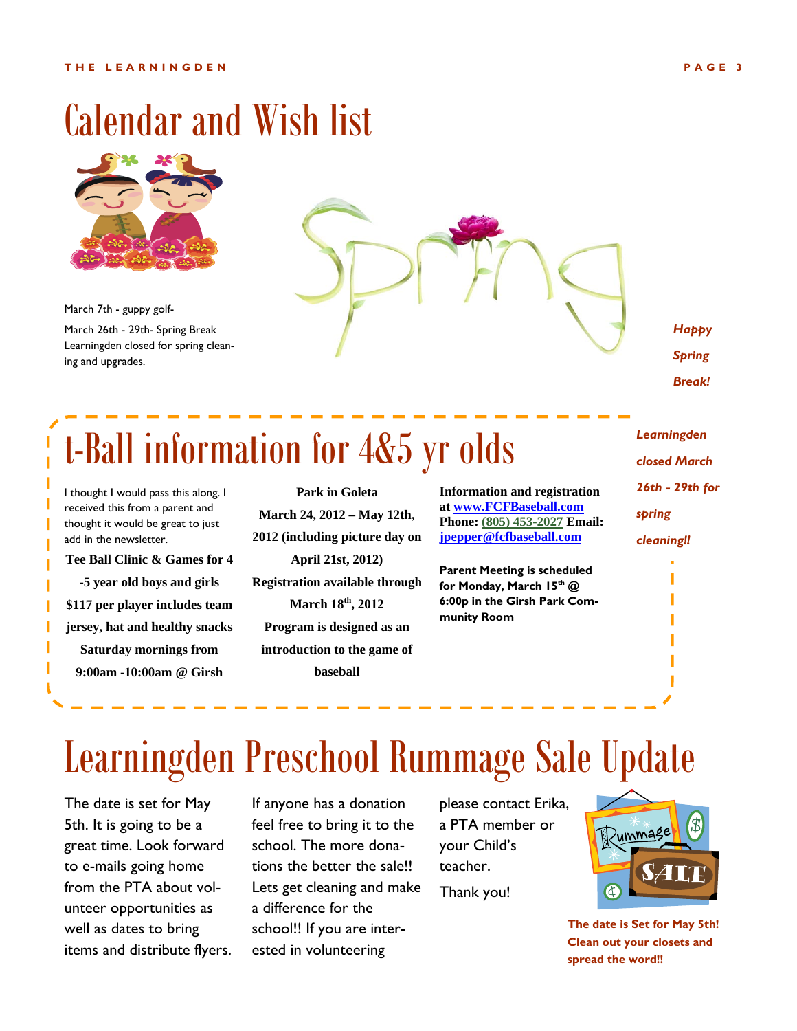# Calendar and Wish list

March 7th - guppy golf-

March 26th - 29th- Spring Break Learningden closed for spring cleaning and upgrades.

*Happy Spring Break!*

*Learningden closed March 26th - 29th for spring cleaning!!*

# t-Ball information for 4&5 yr olds

I thought I would pass this along. I received this from a parent and thought it would be great to just add in the newsletter.

**Tee Ball Clinic & Games for 4-5 year old boys and girls $117 per player includes team jersey, hat and healthy snacks Saturday mornings from 9:00am -10:00am @ Girsh Park in Goleta March 24, 2012 – May 12th, 2012 (including picture day on April 21st, 2012) Registration available through March 18th, 2012 Program is designed as an introduction to the game of baseball**

**Information and registration at www.FCFBaseball.com Phone: (805) 453-2027 Email: jpepper@fcfbaseball.com**

**Parent Meeting is scheduled for Monday, March 15th @ 6:00p in the Girsh Park Community Room**

# Learningden Preschool Rummage Sale Update

The date is set for May 5th. It is going to be a great time. Look forward to e-mails going home from the PTA about volunteer opportunities as well as dates to bring items and distribute flyers. If anyone has a donation feel free to bring it to the school. The more donations the better the sale!! Lets get cleaning and make a difference for the school!! If you are interested in volunteering please contact Erika, a PTA member or your Child's teacher.

Thank you!

**The date is Set for May 5th! Clean out your closets and spread the word!!**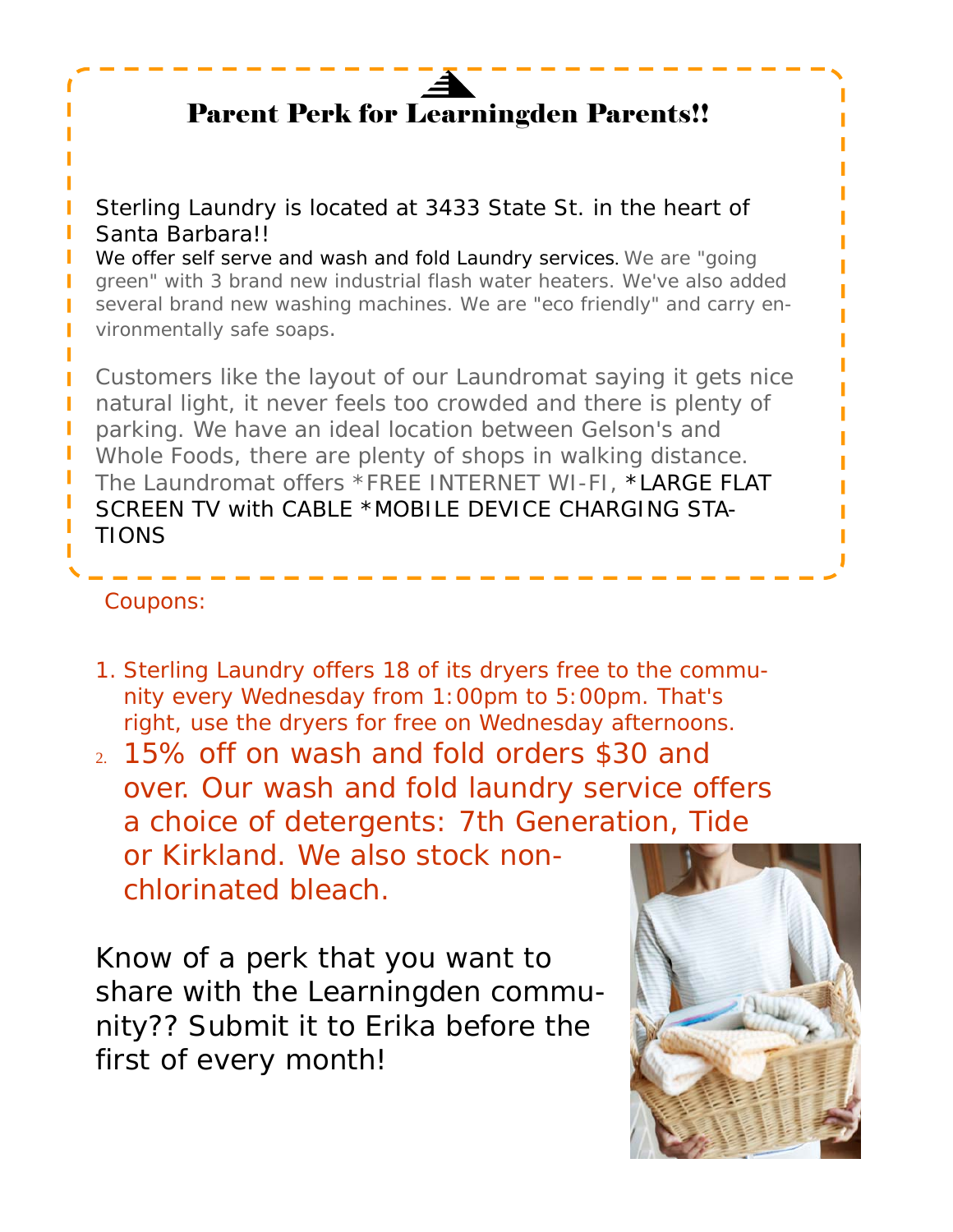# Parent Perk for Learningden Parents!!

Sterling Laundry is located at 3433 State St. in the heart of Santa Barbara!!

We offer self serve and wash and fold Laundry services. We are "going green" with 3 brand new industrial flash water heaters. We've also added several brand new washing machines. We are "eco friendly" and carry environmentally safe soaps.

Customers like the layout of our Laundromat saying it gets nice natural light, it never feels too crowded and there is plenty of parking. We have an ideal location between Gelson's and Whole Foods, there are plenty of shops in walking distance. The Laundromat offers *FREE INTERNET WI-FI, *LARGE FLAT SCREEN TV with CABLE *MOBILE DEVICE CHARGING STATIONS

Coupons:

1. Sterling Laundry offers 18 of its dryers free to the community every Wednesday from 1:00pm to 5:00pm. That's right, use the dryers for free on Wednesday afternoons.
2. 15% off on wash and fold orders $30 and over. Our wash and fold laundry service offers a choice of detergents: 7th Generation, Tide or Kirkland. We also stock non-chlorinated bleach.

Know of a perk that you want to share with the Learningden community?? Submit it to Erika before the first of every month!